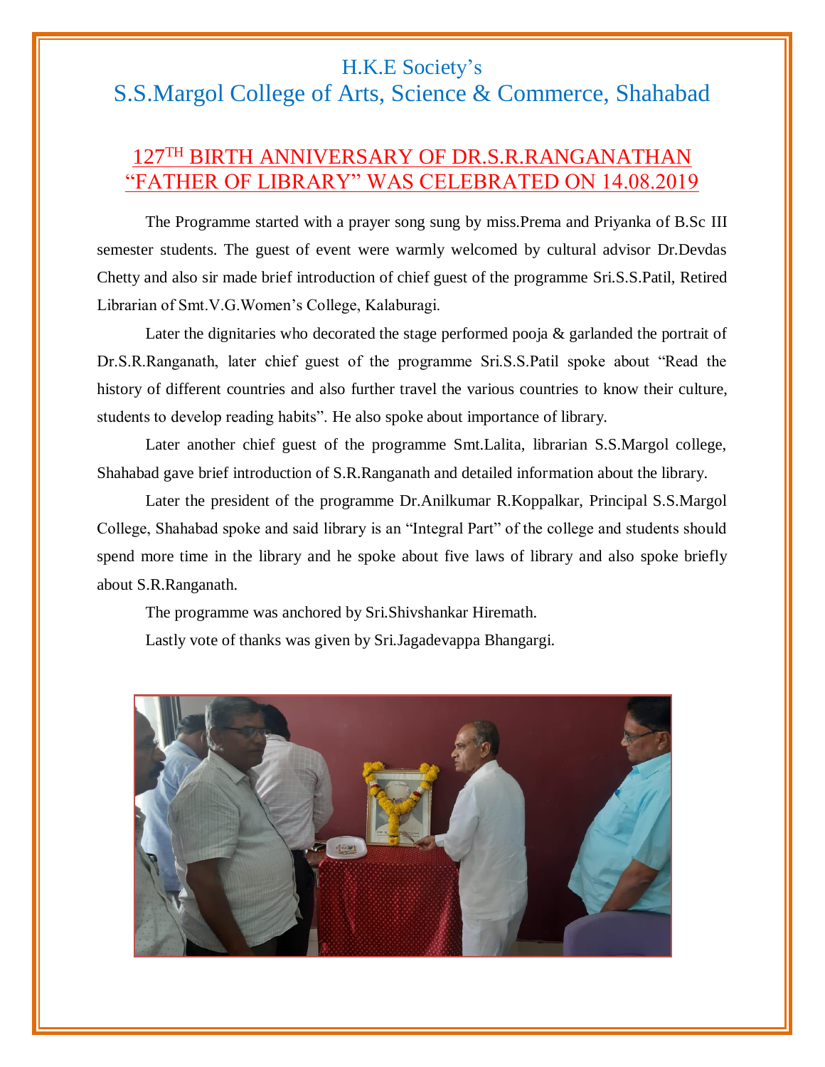# H.K.E Society's
# S.S.Margol College of Arts, Science & Commerce, Shahabad

## 127TH BIRTH ANNIVERSARY OF DR.S.R.RANGANATHAN "FATHER OF LIBRARY" WAS CELEBRATED ON 14.08.2019

The Programme started with a prayer song sung by miss.Prema and Priyanka of B.Sc III semester students. The guest of event were warmly welcomed by cultural advisor Dr.Devdas Chetty and also sir made brief introduction of chief guest of the programme Sri.S.S.Patil, Retired Librarian of Smt.V.G.Women's College, Kalaburagi.

Later the dignitaries who decorated the stage performed pooja & garlanded the portrait of Dr.S.R.Ranganath, later chief guest of the programme Sri.S.S.Patil spoke about "Read the history of different countries and also further travel the various countries to know their culture, students to develop reading habits". He also spoke about importance of library.

Later another chief guest of the programme Smt.Lalita, librarian S.S.Margol college, Shahabad gave brief introduction of S.R.Ranganath and detailed information about the library.

Later the president of the programme Dr.Anilkumar R.Koppalkar, Principal S.S.Margol College, Shahabad spoke and said library is an "Integral Part" of the college and students should spend more time in the library and he spoke about five laws of library and also spoke briefly about S.R.Ranganath.

The programme was anchored by Sri.Shivshankar Hiremath.

Lastly vote of thanks was given by Sri.Jagadevappa Bhangargi.